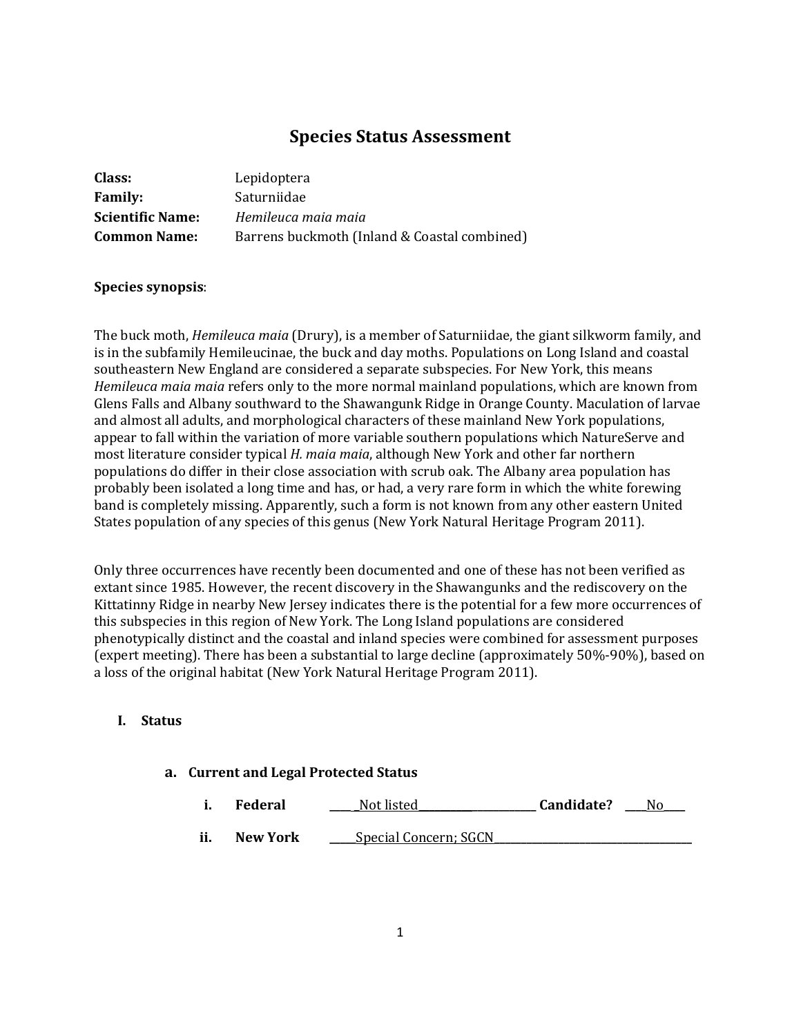# Species Status Assessment

**Class:** Lepidoptera
**Family:** Saturniidae
**Scientific Name:** *Hemileuca maia maia*
**Common Name:** Barrens buckmoth (Inland & Coastal combined)

**Species synopsis**:

The buck moth, *Hemileuca maia* (Drury), is a member of Saturniidae, the giant silkworm family, and is in the subfamily Hemileucinae, the buck and day moths. Populations on Long Island and coastal southeastern New England are considered a separate subspecies. For New York, this means *Hemileuca maia maia* refers only to the more normal mainland populations, which are known from Glens Falls and Albany southward to the Shawangunk Ridge in Orange County. Maculation of larvae and almost all adults, and morphological characters of these mainland New York populations, appear to fall within the variation of more variable southern populations which NatureServe and most literature consider typical *H. maia maia*, although New York and other far northern populations do differ in their close association with scrub oak. The Albany area population has probably been isolated a long time and has, or had, a very rare form in which the white forewing band is completely missing. Apparently, such a form is not known from any other eastern United States population of any species of this genus (New York Natural Heritage Program 2011).

Only three occurrences have recently been documented and one of these has not been verified as extant since 1985. However, the recent discovery in the Shawangunks and the rediscovery on the Kittatinny Ridge in nearby New Jersey indicates there is the potential for a few more occurrences of this subspecies in this region of New York. The Long Island populations are considered phenotypically distinct and the coastal and inland species were combined for assessment purposes (expert meeting). There has been a substantial to large decline (approximately 50%-90%), based on a loss of the original habitat (New York Natural Heritage Program 2011).

## I. Status

### a. Current and Legal Protected Status

i. **Federal** ____ _Not listed______________________ **Candidate?** ___No____

ii. **New York** _____Special Concern; SGCN____________________________________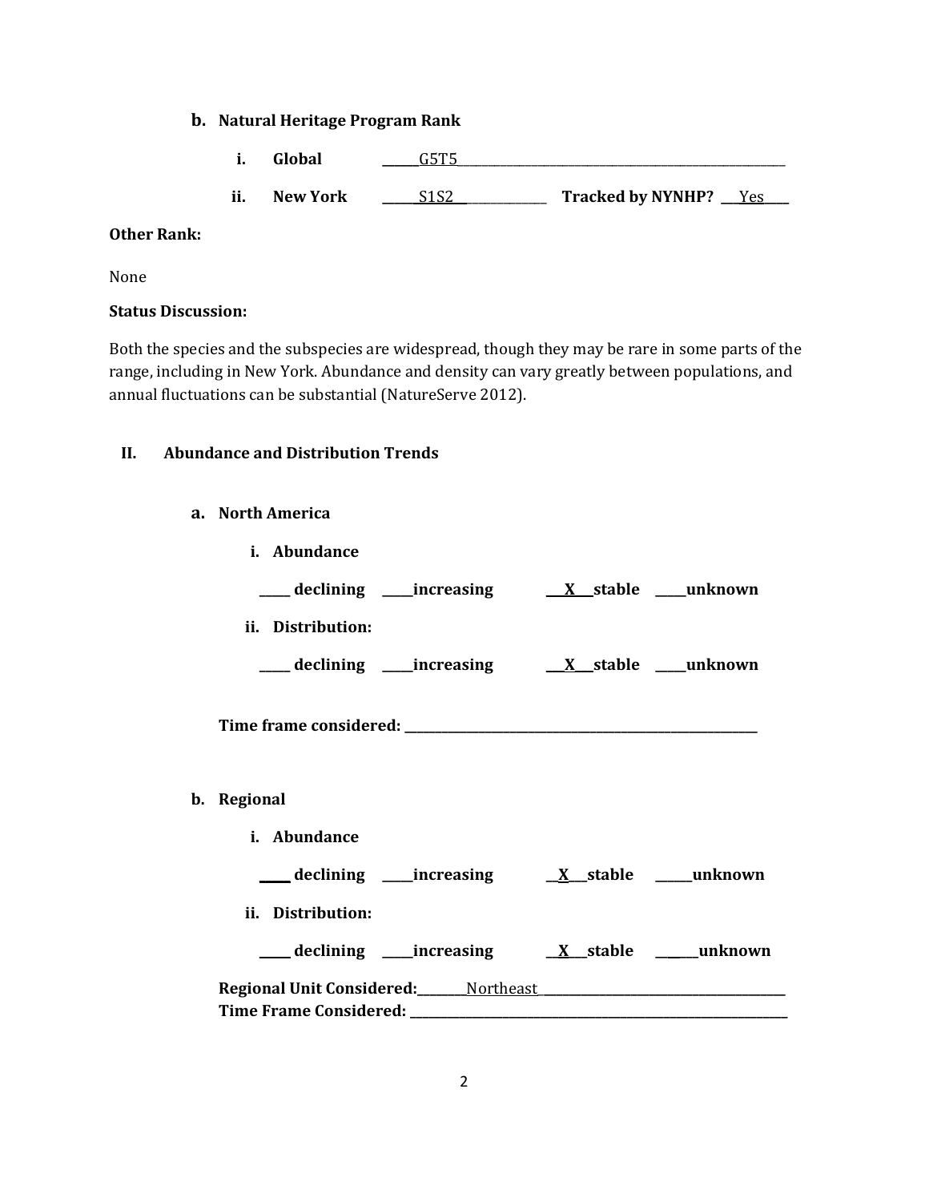**b. Natural Heritage Program Rank**

**i. Global** ______G5T5______________________________________________________

**ii. New York** ______S1S2__________________ **Tracked by NYNHP?** ___Yes____

**Other Rank:**

None

**Status Discussion:**

Both the species and the subspecies are widespread, though they may be rare in some parts of the range, including in New York. Abundance and density can vary greatly between populations, and annual fluctuations can be substantial (NatureServe 2012).

## II. Abundance and Distribution Trends

**a. North America**

**i. Abundance**

_____ **declining** _____**increasing** ___X___**stable** _____**unknown**

**ii. Distribution:**

_____ **declining** _____**increasing** ___X___**stable** _____**unknown**

**Time frame considered:** ___________________________________________________________

**b. Regional**

**i. Abundance**

_____ **declining** _____**increasing** __X___**stable** ______**unknown**

**ii. Distribution:**

_____ **declining** _____**increasing** __X___**stable** ______**unknown**

**Regional Unit Considered:**________Northeast_______________________________________

**Time Frame Considered:** ___________________________________________________________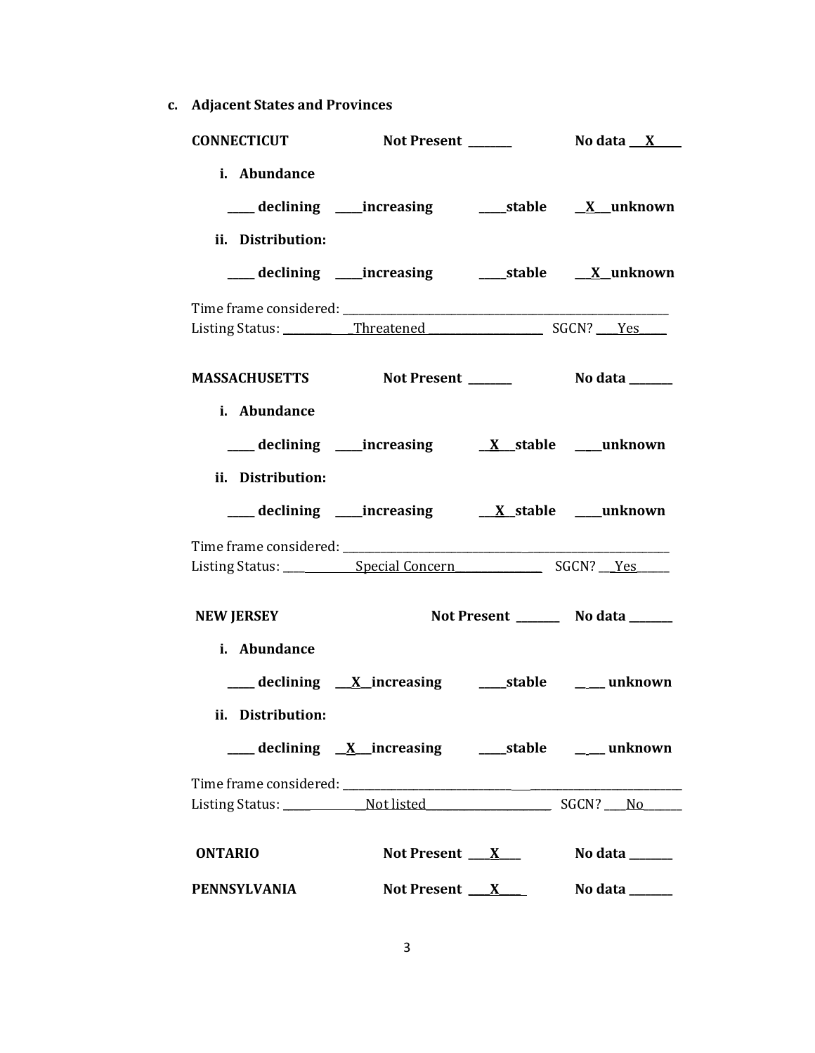**c. Adjacent States and Provinces**

**CONNECTICUT** **Not Present** _______ **No data** __X____

**i. Abundance**

____ **declining** ____**increasing** ____**stable** __X__**unknown**

**ii. Distribution:**

____ **declining** ____**increasing** ____**stable** __X__**unknown**

Time frame considered: ____________________________________________

Listing Status: _________ _Threatened ____________________ SGCN? ___Yes_____

**MASSACHUSETTS** **Not Present** _______ **No data** _______

**i. Abundance**

____ **declining** ____**increasing** __X__**stable** ____**unknown**

**ii. Distribution:**

____ **declining** ____**increasing** __X__**stable** ____**unknown**

Time frame considered: ____________________________________________

Listing Status: ____ Special Concern_______________ SGCN? __Yes______

**NEW JERSEY** **Not Present** _______ **No data** _______

**i. Abundance**

____ **declining** __X__**increasing** ____**stable** _____ **unknown**

**ii. Distribution:**

____ **declining** __X__**increasing** ____**stable** _____ **unknown**

Time frame considered: ____________________________________________

Listing Status: _____ _Not listed______________________ SGCN? ___No_______

**ONTARIO** **Not Present** ___X____ **No data** _______

**PENNSYLVANIA** **Not Present** ___X____ **No data** _______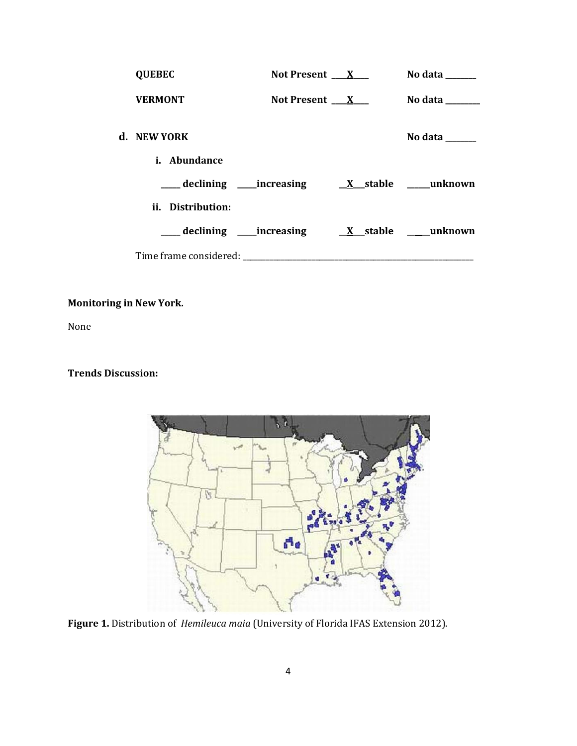| | | |
|---|---|---|
| **QUEBEC** | **Not Present \_\_\_X\_\_\_** | **No data \_\_\_\_\_\_** |
| **VERMONT** | **Not Present \_\_\_X\_\_\_** | **No data \_\_\_\_\_\_** |

**d. NEW YORK** **No data \_\_\_\_\_\_**

**i. Abundance**

**\_\_\_\_ declining \_\_\_\_increasing \_\_X\_\_stable \_\_\_\_\_unknown**

**ii. Distribution:**

**\_\_\_\_ declining \_\_\_\_increasing \_\_X\_\_stable \_\_\_\_\_unknown**

Time frame considered: \_\_\_\_\_\_\_\_\_\_\_\_\_\_\_\_\_\_\_\_\_\_\_\_\_\_\_\_\_\_\_\_\_\_\_\_\_\_\_\_

**Monitoring in New York.**

None

**Trends Discussion:**

**Figure 1.** Distribution of *Hemileuca maia* (University of Florida IFAS Extension 2012).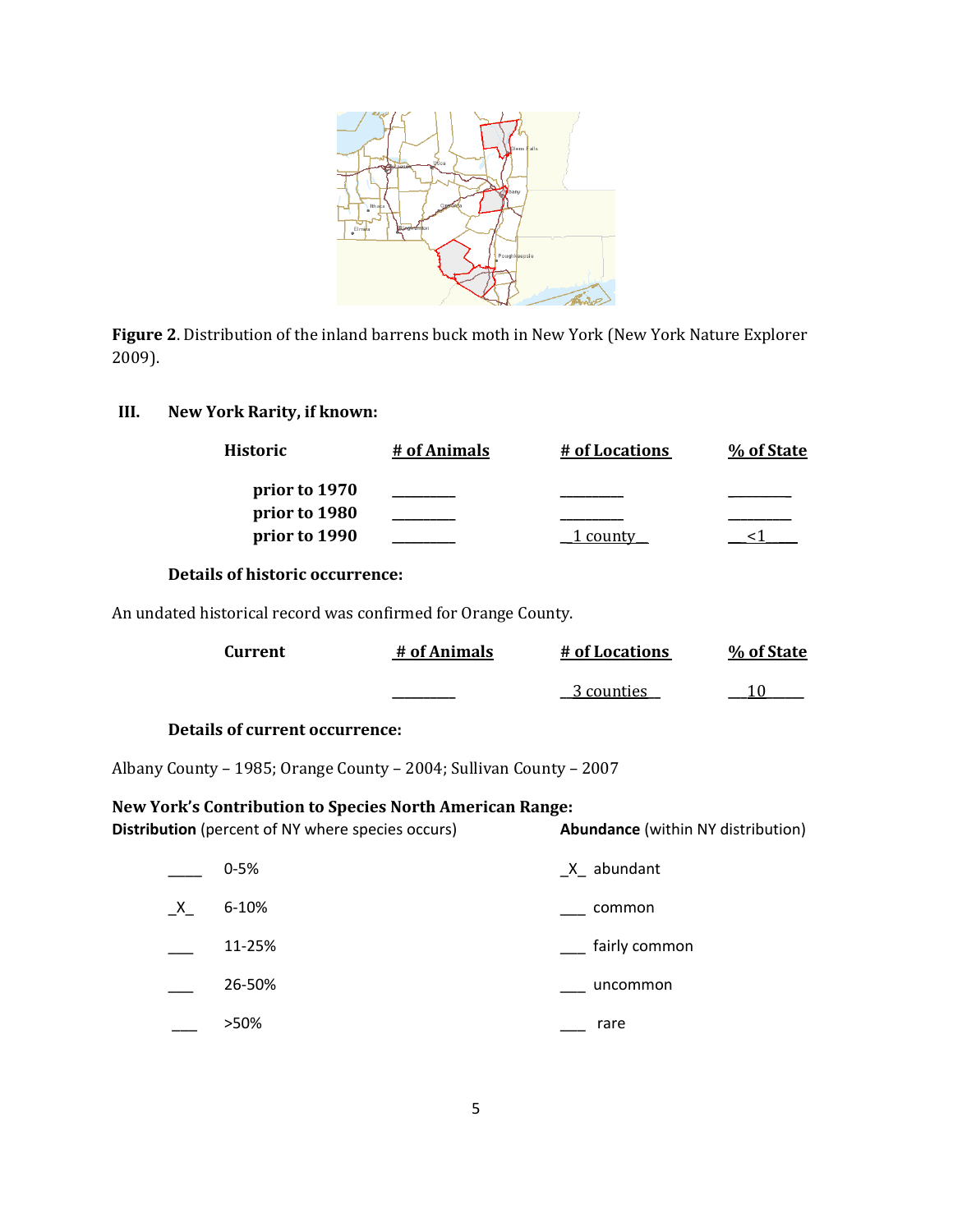**Figure 2**. Distribution of the inland barrens buck moth in New York (New York Nature Explorer 2009).

## III. New York Rarity, if known:

| Historic | # of Animals | # of Locations | % of State |
|---|---|---|---|
| prior to 1970 | ________ | ________ | ________ |
| prior to 1980 | ________ | ________ | ________ |
| prior to 1990 | ________ | 1 county | <1 |

**Details of historic occurrence:**

An undated historical record was confirmed for Orange County.

| Current | # of Animals | # of Locations | % of State |
|---|---|---|---|
| | ________ | 3 counties | 10 |

**Details of current occurrence:**

Albany County – 1985; Orange County – 2004; Sullivan County – 2007

**New York's Contribution to Species North American Range:**

| **Distribution** (percent of NY where species occurs) | | **Abundance** (within NY distribution) | |
|---|---|---|---|
| ____ | 0-5% | _X_ | abundant |
| _X_ | 6-10% | ___ | common |
| ___ | 11-25% | ___ | fairly common |
| ___ | 26-50% | ___ | uncommon |
| ___ | >50% | ___ | rare |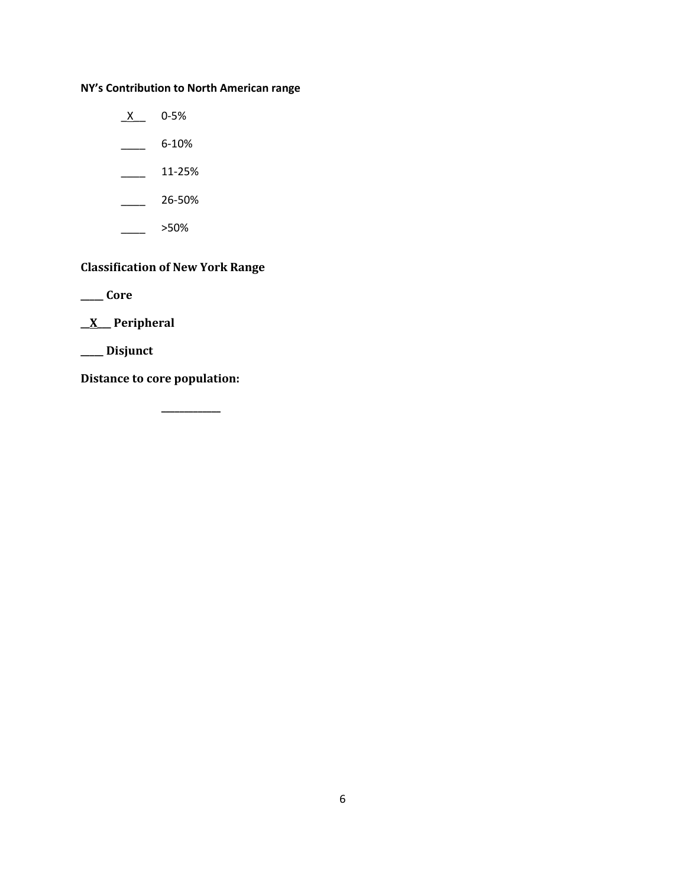**NY's Contribution to North American range**

_X__ 0-5%

____ 6-10%

____ 11-25%

____ 26-50%

____ >50%

**Classification of New York Range**

**____ Core**

**__X__ Peripheral**

**____ Disjunct**

**Distance to core population:**

__________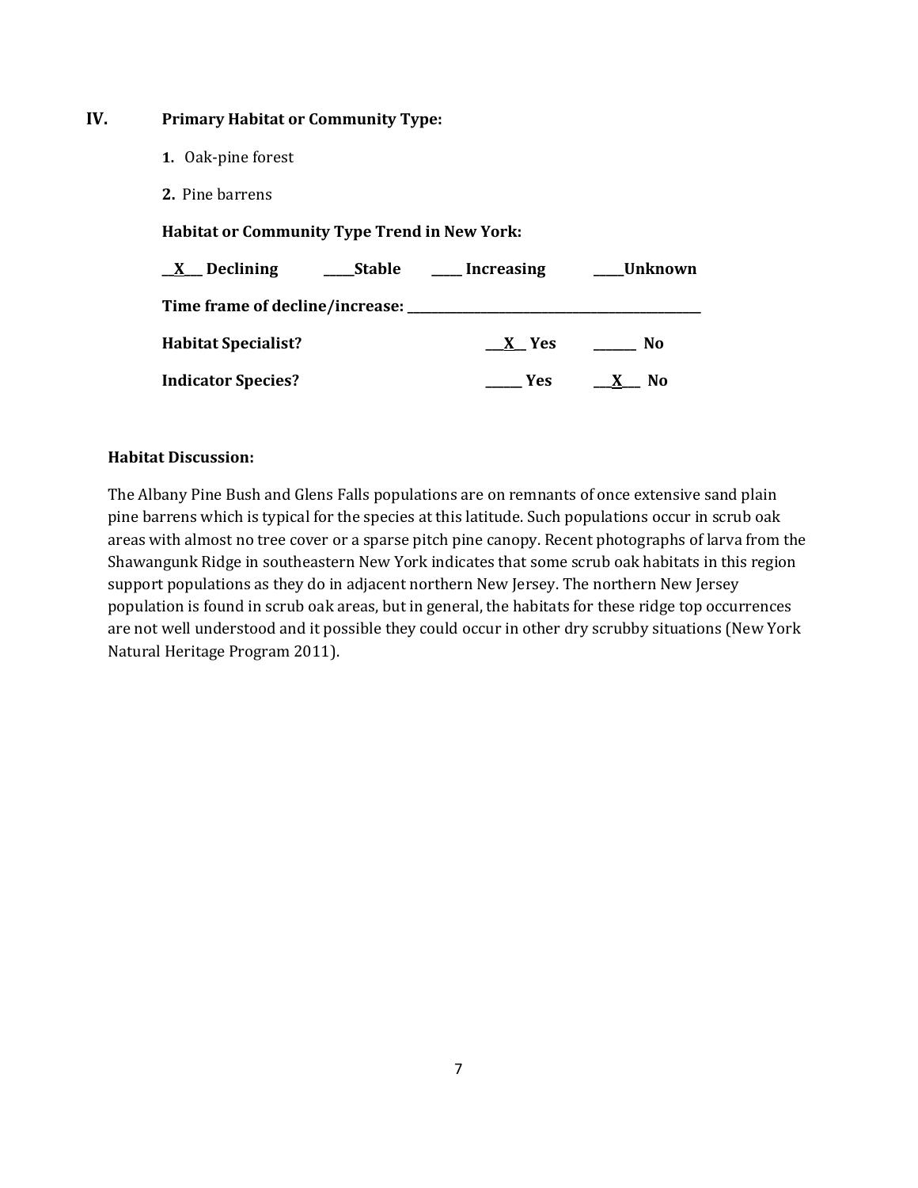## IV. Primary Habitat or Community Type:

1. Oak-pine forest
2. Pine barrens

**Habitat or Community Type Trend in New York:**

**__X__ Declining** **_____Stable** **_____ Increasing** **_____Unknown**

**Time frame of decline/increase: _______________________________________________**

**Habitat Specialist?** **__X__ Yes** **_______ No**

**Indicator Species?** **______ Yes** **__X__ No**

**Habitat Discussion:**

The Albany Pine Bush and Glens Falls populations are on remnants of once extensive sand plain pine barrens which is typical for the species at this latitude. Such populations occur in scrub oak areas with almost no tree cover or a sparse pitch pine canopy. Recent photographs of larva from the Shawangunk Ridge in southeastern New York indicates that some scrub oak habitats in this region support populations as they do in adjacent northern New Jersey. The northern New Jersey population is found in scrub oak areas, but in general, the habitats for these ridge top occurrences are not well understood and it possible they could occur in other dry scrubby situations (New York Natural Heritage Program 2011).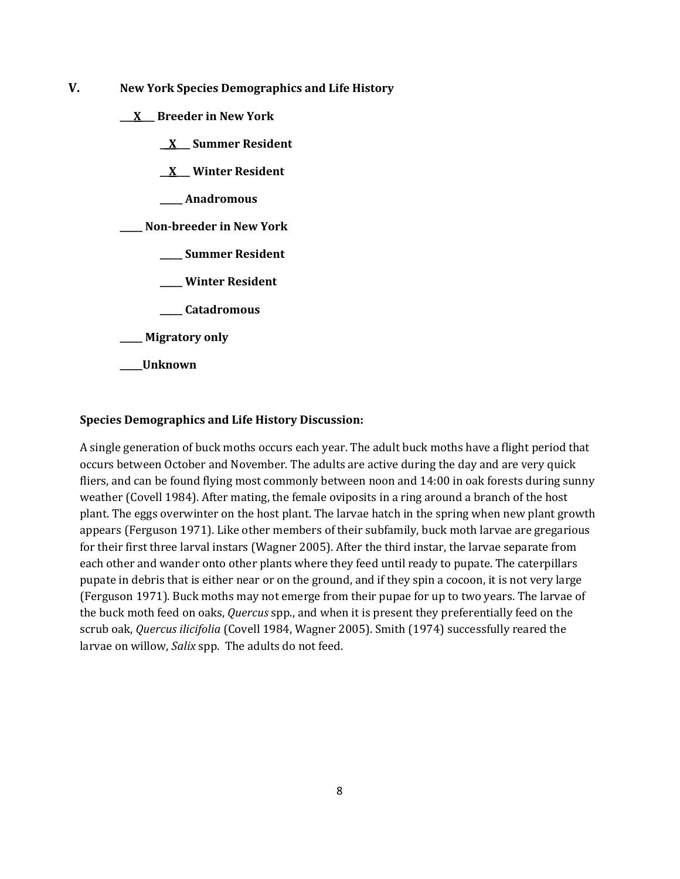## V. New York Species Demographics and Life History

**\_\_X\_\_ Breeder in New York**

- **\_\_X\_\_ Summer Resident**
- **\_\_X\_\_ Winter Resident**
- **\_\_\_\_\_ Anadromous**

**\_\_\_\_\_ Non-breeder in New York**

- **\_\_\_\_\_ Summer Resident**
- **\_\_\_\_\_ Winter Resident**
- **\_\_\_\_\_ Catadromous**

**\_\_\_\_\_ Migratory only**

**\_\_\_\_\_Unknown**

**Species Demographics and Life History Discussion:**

A single generation of buck moths occurs each year. The adult buck moths have a flight period that occurs between October and November. The adults are active during the day and are very quick fliers, and can be found flying most commonly between noon and 14:00 in oak forests during sunny weather (Covell 1984). After mating, the female oviposits in a ring around a branch of the host plant. The eggs overwinter on the host plant. The larvae hatch in the spring when new plant growth appears (Ferguson 1971). Like other members of their subfamily, buck moth larvae are gregarious for their first three larval instars (Wagner 2005). After the third instar, the larvae separate from each other and wander onto other plants where they feed until ready to pupate. The caterpillars pupate in debris that is either near or on the ground, and if they spin a cocoon, it is not very large (Ferguson 1971). Buck moths may not emerge from their pupae for up to two years. The larvae of the buck moth feed on oaks, *Quercus* spp., and when it is present they preferentially feed on the scrub oak, *Quercus ilicifolia* (Covell 1984, Wagner 2005). Smith (1974) successfully reared the larvae on willow, *Salix* spp. The adults do not feed.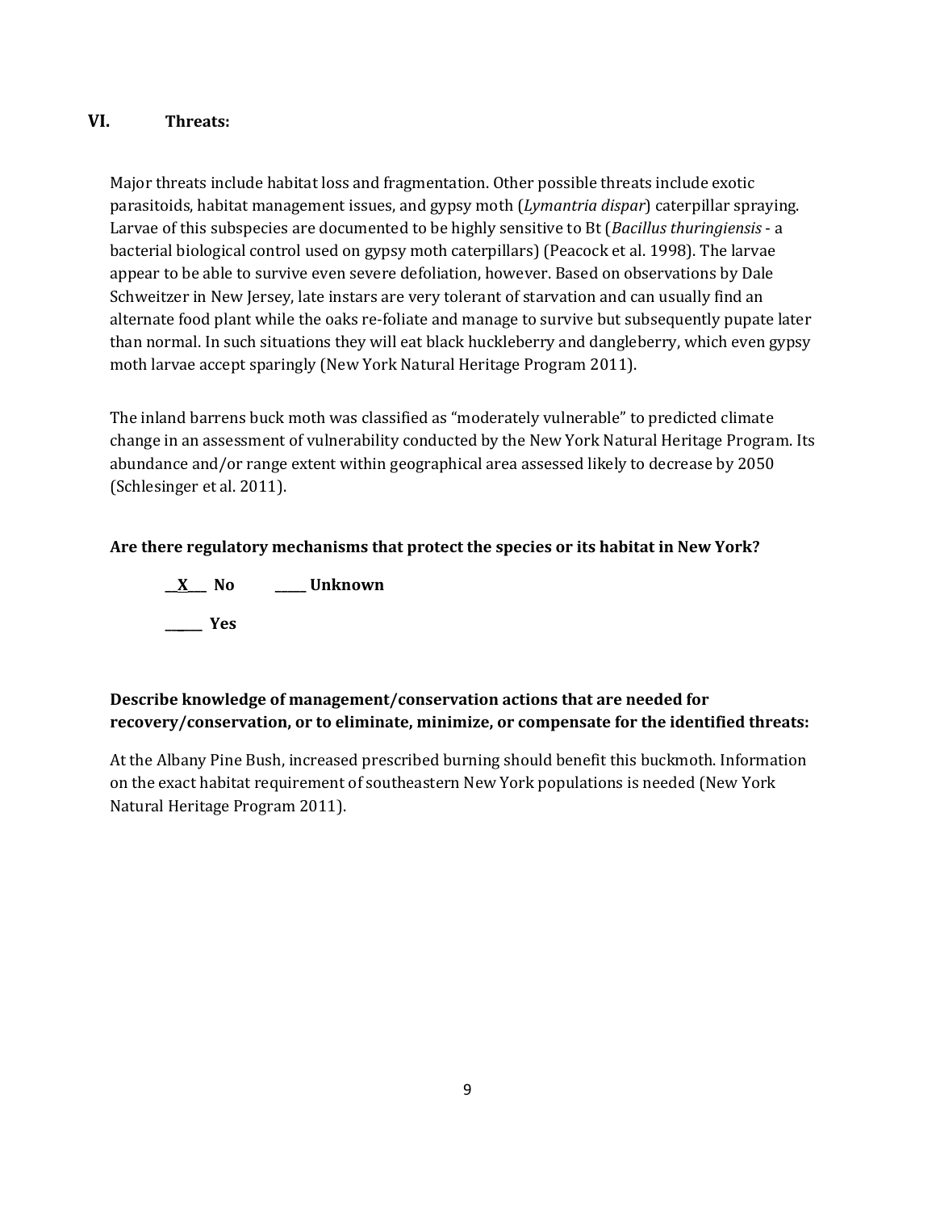## VI. Threats:

Major threats include habitat loss and fragmentation. Other possible threats include exotic parasitoids, habitat management issues, and gypsy moth (*Lymantria dispar*) caterpillar spraying. Larvae of this subspecies are documented to be highly sensitive to Bt (*Bacillus thuringiensis* - a bacterial biological control used on gypsy moth caterpillars) (Peacock et al. 1998). The larvae appear to be able to survive even severe defoliation, however. Based on observations by Dale Schweitzer in New Jersey, late instars are very tolerant of starvation and can usually find an alternate food plant while the oaks re-foliate and manage to survive but subsequently pupate later than normal. In such situations they will eat black huckleberry and dangleberry, which even gypsy moth larvae accept sparingly (New York Natural Heritage Program 2011).

The inland barrens buck moth was classified as "moderately vulnerable" to predicted climate change in an assessment of vulnerability conducted by the New York Natural Heritage Program. Its abundance and/or range extent within geographical area assessed likely to decrease by 2050 (Schlesinger et al. 2011).

**Are there regulatory mechanisms that protect the species or its habitat in New York?**

**\_\_X\_\_\_ No** &nbsp;&nbsp;&nbsp;&nbsp;&nbsp;&nbsp; **\_\_\_\_\_ Unknown**

**\_\_\_\_\_ Yes**

**Describe knowledge of management/conservation actions that are needed for recovery/conservation, or to eliminate, minimize, or compensate for the identified threats:**

At the Albany Pine Bush, increased prescribed burning should benefit this buckmoth. Information on the exact habitat requirement of southeastern New York populations is needed (New York Natural Heritage Program 2011).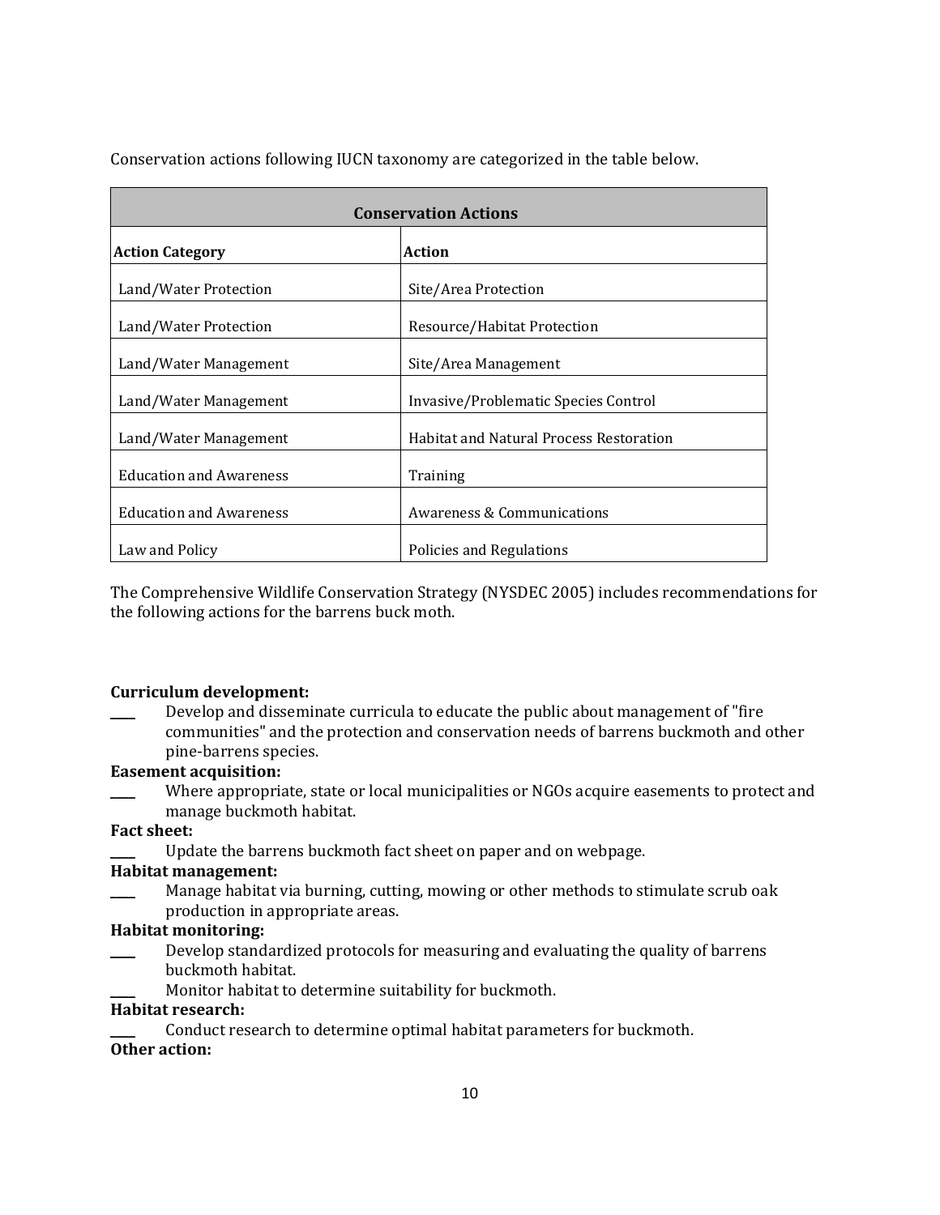Conservation actions following IUCN taxonomy are categorized in the table below.

| Conservation Actions | |
|---|---|
| **Action Category** | **Action** |
| Land/Water Protection | Site/Area Protection |
| Land/Water Protection | Resource/Habitat Protection |
| Land/Water Management | Site/Area Management |
| Land/Water Management | Invasive/Problematic Species Control |
| Land/Water Management | Habitat and Natural Process Restoration |
| Education and Awareness | Training |
| Education and Awareness | Awareness & Communications |
| Law and Policy | Policies and Regulations |

The Comprehensive Wildlife Conservation Strategy (NYSDEC 2005) includes recommendations for the following actions for the barrens buck moth.

**Curriculum development:**

____ Develop and disseminate curricula to educate the public about management of "fire communities" and the protection and conservation needs of barrens buckmoth and other pine-barrens species.

**Easement acquisition:**

____ Where appropriate, state or local municipalities or NGOs acquire easements to protect and manage buckmoth habitat.

**Fact sheet:**

____ Update the barrens buckmoth fact sheet on paper and on webpage.

**Habitat management:**

____ Manage habitat via burning, cutting, mowing or other methods to stimulate scrub oak production in appropriate areas.

**Habitat monitoring:**

____ Develop standardized protocols for measuring and evaluating the quality of barrens buckmoth habitat.

____ Monitor habitat to determine suitability for buckmoth.

**Habitat research:**

____ Conduct research to determine optimal habitat parameters for buckmoth.

**Other action:**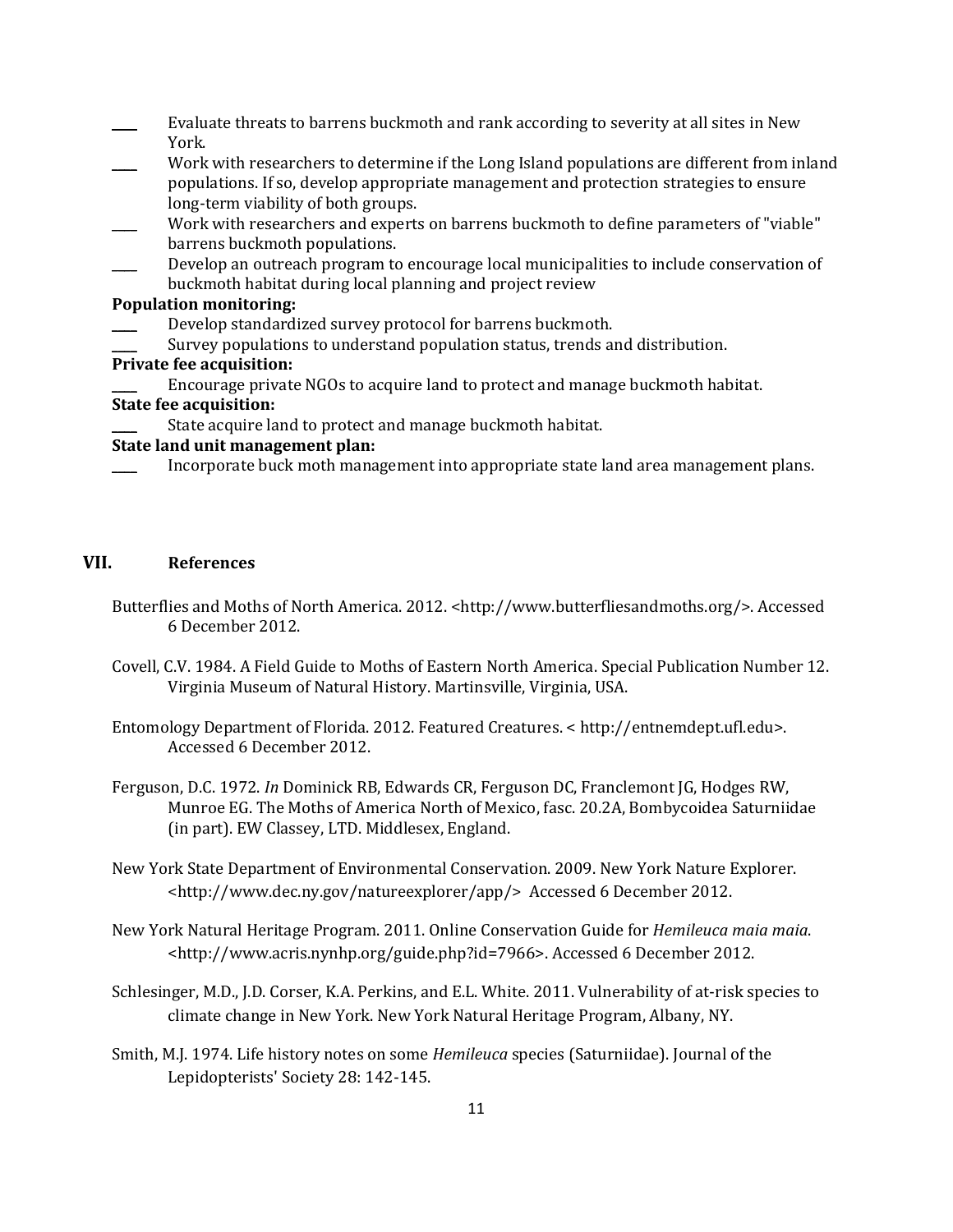____ Evaluate threats to barrens buckmoth and rank according to severity at all sites in New York.

____ Work with researchers to determine if the Long Island populations are different from inland populations. If so, develop appropriate management and protection strategies to ensure long-term viability of both groups.

____ Work with researchers and experts on barrens buckmoth to define parameters of "viable" barrens buckmoth populations.

____ Develop an outreach program to encourage local municipalities to include conservation of buckmoth habitat during local planning and project review

**Population monitoring:**

____ Develop standardized survey protocol for barrens buckmoth.

____ Survey populations to understand population status, trends and distribution.

**Private fee acquisition:**

____ Encourage private NGOs to acquire land to protect and manage buckmoth habitat.

**State fee acquisition:**

____ State acquire land to protect and manage buckmoth habitat.

**State land unit management plan:**

____ Incorporate buck moth management into appropriate state land area management plans.

## VII. References

Butterflies and Moths of North America. 2012. <http://www.butterfliesandmoths.org/>. Accessed 6 December 2012.

Covell, C.V. 1984. A Field Guide to Moths of Eastern North America. Special Publication Number 12. Virginia Museum of Natural History. Martinsville, Virginia, USA.

Entomology Department of Florida. 2012. Featured Creatures. < http://entnemdept.ufl.edu>. Accessed 6 December 2012.

Ferguson, D.C. 1972. *In* Dominick RB, Edwards CR, Ferguson DC, Franclemont JG, Hodges RW, Munroe EG. The Moths of America North of Mexico, fasc. 20.2A, Bombycoidea Saturniidae (in part). EW Classey, LTD. Middlesex, England.

New York State Department of Environmental Conservation. 2009. New York Nature Explorer. <http://www.dec.ny.gov/natureexplorer/app/> Accessed 6 December 2012.

New York Natural Heritage Program. 2011. Online Conservation Guide for *Hemileuca maia maia*. <http://www.acris.nynhp.org/guide.php?id=7966>. Accessed 6 December 2012.

Schlesinger, M.D., J.D. Corser, K.A. Perkins, and E.L. White. 2011. Vulnerability of at-risk species to climate change in New York. New York Natural Heritage Program, Albany, NY.

Smith, M.J. 1974. Life history notes on some *Hemileuca* species (Saturniidae). Journal of the Lepidopterists' Society 28: 142-145.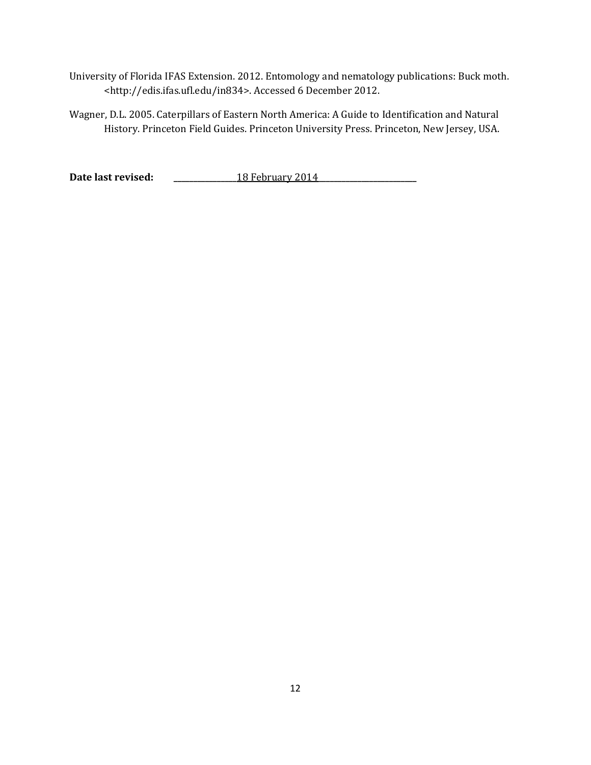University of Florida IFAS Extension. 2012. Entomology and nematology publications: Buck moth. <http://edis.ifas.ufl.edu/in834>. Accessed 6 December 2012.

Wagner, D.L. 2005. Caterpillars of Eastern North America: A Guide to Identification and Natural History. Princeton Field Guides. Princeton University Press. Princeton, New Jersey, USA.

**Date last revised:** 18 February 2014